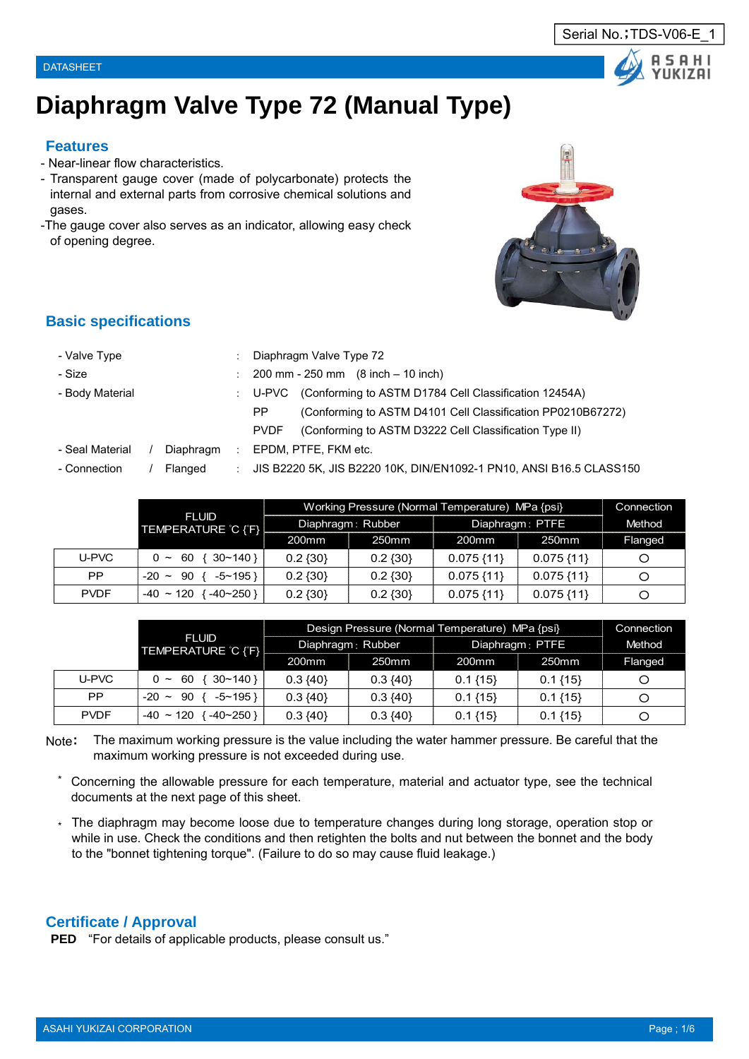Serial No.；TDS-V06-E_1

DATASHEET

# Diaphragm Valve Type 72 (Manual Type)

## Features

- Near-linear flow characteristics.
- Transparent gauge cover (made of polycarbonate) protects the internal and external parts from corrosive chemical solutions and gases.
- The gauge cover also serves as an indicator, allowing easy check of opening degree.

## Basic specifications

- Valve Type : Diaphragm Valve Type 72
- Size : 200 mm - 250 mm (8 inch – 10 inch)
- Body Material : U-PVC (Conforming to ASTM D1784 Cell Classification 12454A)
  PP (Conforming to ASTM D4101 Cell Classification PP0210B67272)
  PVDF (Conforming to ASTM D3222 Cell Classification Type II)
- Seal Material / Diaphragm : EPDM, PTFE, FKM etc.
- Connection / Flanged : JIS B2220 5K, JIS B2220 10K, DIN/EN1092-1 PN10, ANSI B16.5 CLASS150

| | FLUID TEMPERATURE ℃ {℉} | Working Pressure (Normal Temperature) MPa {psi} | | | | Connection Method |
|---|---|---|---|---|---|---|
| | | Diaphragm : Rubber | | Diaphragm : PTFE | | |
| | | 200mm | 250mm | 200mm | 250mm | Flanged |
| U-PVC | 0 ~ 60 { 30~140 } | 0.2 {30} | 0.2 {30} | 0.075 {11} | 0.075 {11} | ○ |
| PP | -20 ~ 90 { -5~195 } | 0.2 {30} | 0.2 {30} | 0.075 {11} | 0.075 {11} | ○ |
| PVDF | -40 ~ 120 { -40~250 } | 0.2 {30} | 0.2 {30} | 0.075 {11} | 0.075 {11} | ○ |

| | FLUID TEMPERATURE ℃ {℉} | Design Pressure (Normal Temperature) MPa {psi} | | | | Connection Method |
|---|---|---|---|---|---|---|
| | | Diaphragm : Rubber | | Diaphragm : PTFE | | |
| | | 200mm | 250mm | 200mm | 250mm | Flanged |
| U-PVC | 0 ~ 60 { 30~140 } | 0.3 {40} | 0.3 {40} | 0.1 {15} | 0.1 {15} | ○ |
| PP | -20 ~ 90 { -5~195 } | 0.3 {40} | 0.3 {40} | 0.1 {15} | 0.1 {15} | ○ |
| PVDF | -40 ~ 120 { -40~250 } | 0.3 {40} | 0.3 {40} | 0.1 {15} | 0.1 {15} | ○ |

Note: The maximum working pressure is the value including the water hammer pressure. Be careful that the maximum working pressure is not exceeded during use.

* Concerning the allowable pressure for each temperature, material and actuator type, see the technical documents at the next page of this sheet.

* The diaphragm may become loose due to temperature changes during long storage, operation stop or while in use. Check the conditions and then retighten the bolts and nut between the bonnet and the body to the "bonnet tightening torque". (Failure to do so may cause fluid leakage.)

## Certificate / Approval

**PED** "For details of applicable products, please consult us."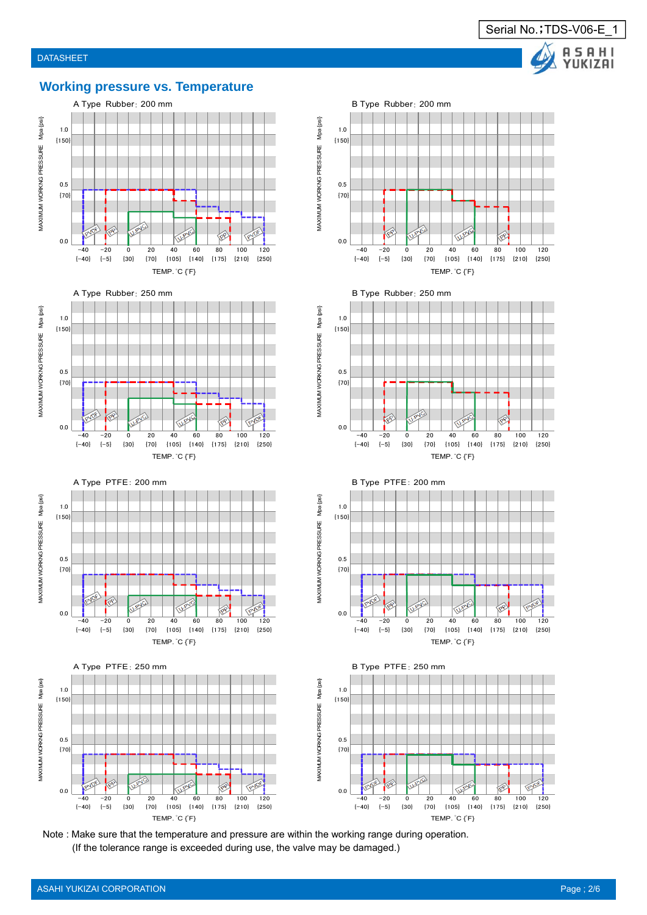## Working pressure vs. Temperature

A Type Rubber: 200 mm

B Type Rubber: 200 mm

A Type Rubber: 250 mm

B Type Rubber: 250 mm

A Type PTFE: 200 mm

B Type PTFE: 200 mm

A Type PTFE: 250 mm

B Type PTFE: 250 mm

Note : Make sure that the temperature and pressure are within the working range during operation.
(If the tolerance range is exceeded during use, the valve may be damaged.)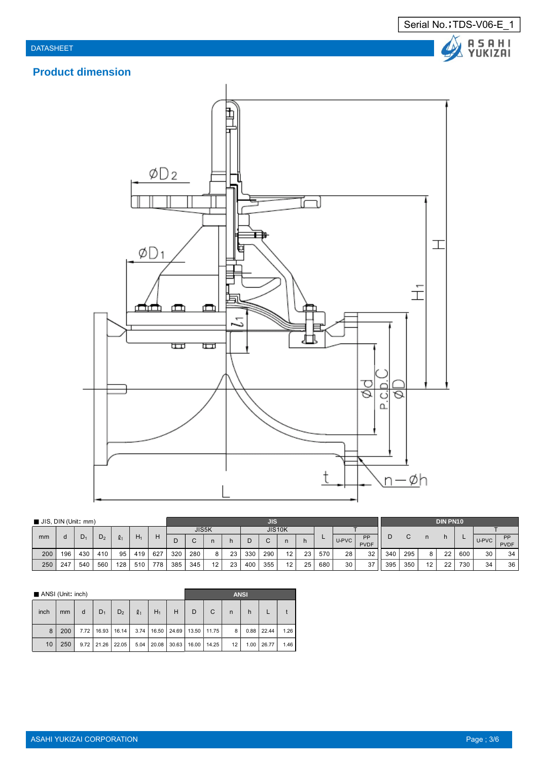## Product dimension

■ JIS, DIN (Unit: mm)

| mm | d | $D_1$ | $D_2$ | $\ell_1$ | $H_1$ | H | JIS | | | | | | | | | | | DIN PN10 | | | | | | |
|---|---|---|---|---|---|---|---|---|---|---|---|---|---|---|---|---|---|---|---|---|---|---|---|---|
| | | | | | | | JIS5K | | | | JIS10K | | | | L | T | | D | C | n | h | L | T | |
| | | | | | | | D | C | n | h | D | C | n | h | | U-PVC | PP PVDF | | | | | | U-PVC | PP PVDF |
| 200 | 196 | 430 | 410 | 95 | 419 | 627 | 320 | 280 | 8 | 23 | 330 | 290 | 12 | 23 | 570 | 28 | 32 | 340 | 295 | 8 | 22 | 600 | 30 | 34 |
| 250 | 247 | 540 | 560 | 128 | 510 | 778 | 385 | 345 | 12 | 23 | 400 | 355 | 12 | 25 | 680 | 30 | 37 | 395 | 350 | 12 | 22 | 730 | 34 | 36 |

■ ANSI (Unit: inch)

| inch | mm | d | $D_1$ | $D_2$ | $\ell_1$ | $H_1$ | H | ANSI | | | | | |
|---|---|---|---|---|---|---|---|---|---|---|---|---|---|
| | | | | | | | | D | C | n | h | L | t |
| 8 | 200 | 7.72 | 16.93 | 16.14 | 3.74 | 16.50 | 24.69 | 13.50 | 11.75 | 8 | 0.88 | 22.44 | 1.26 |
| 10 | 250 | 9.72 | 21.26 | 22.05 | 5.04 | 20.08 | 30.63 | 16.00 | 14.25 | 12 | 1.00 | 26.77 | 1.46 |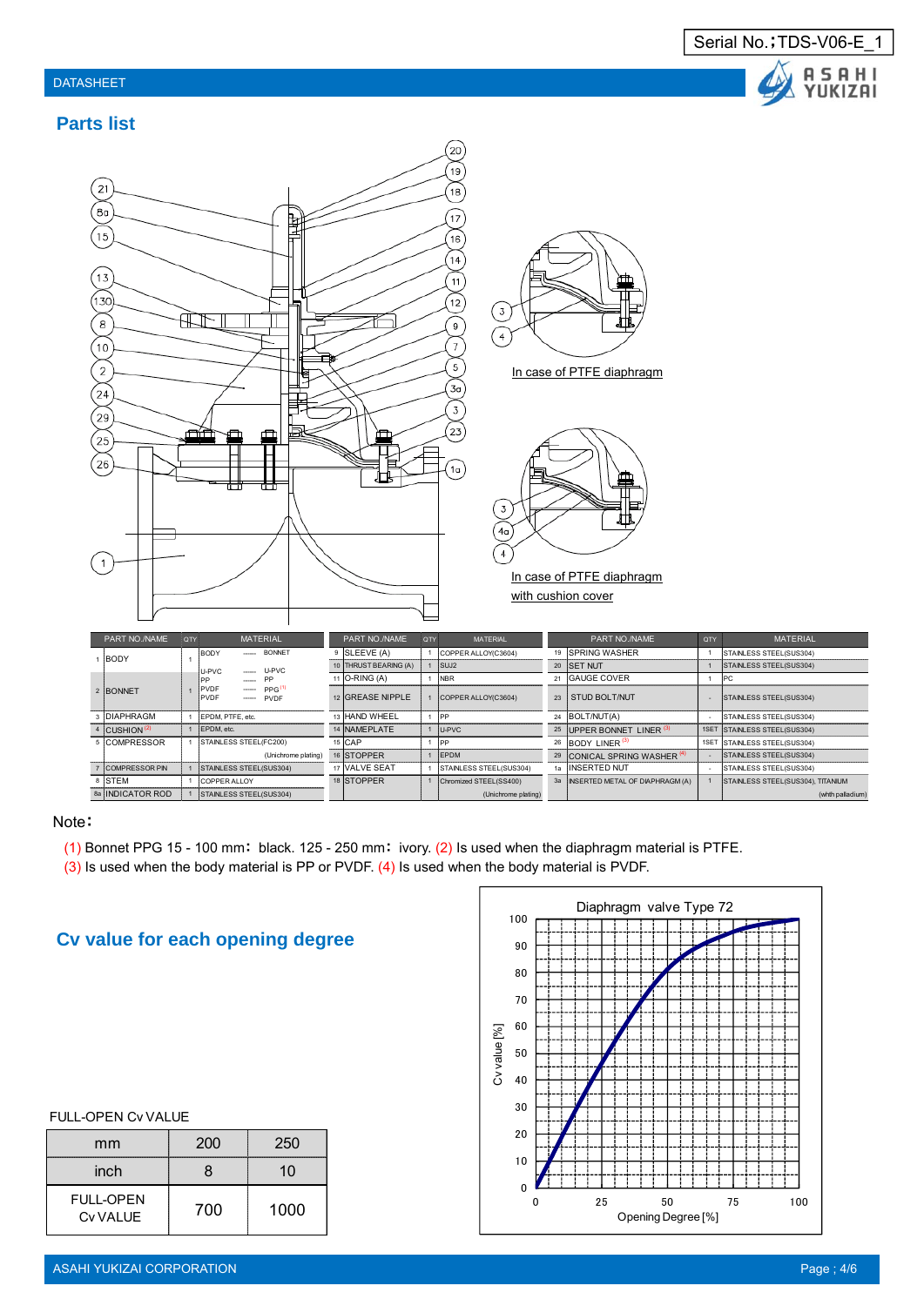# Parts list

In case of PTFE diaphragm

In case of PTFE diaphragm with cushion cover

| | PART NO./NAME | QTY | MATERIAL | | | PART NO./NAME | QTY | MATERIAL | | PART NO./NAME | QTY | MATERIAL |
|---|---|---|---|---|---|---|---|---|---|---|---|---|
| 1 | BODY | 1 | BODY | BONNET | 9 | SLEEVE (A) | 1 | COPPER ALLOY(C3604) | 19 | SPRING WASHER | 1 | STAINLESS STEEL(SUS304) |
| | | | U-PVC | U-PVC | 10 | THRUST BEARING (A) | 1 | SUJ2 | 20 | SET NUT | 1 | STAINLESS STEEL(SUS304) |
| 2 | BONNET | 1 | PP | PP | 11 | O-RING (A) | 1 | NBR | 21 | GAUGE COVER | 1 | PC |
| | | | PVDF | PPG (1) | 12 | GREASE NIPPLE | 1 | COPPER ALLOY(C3604) | 23 | STUD BOLT/NUT | - | STAINLESS STEEL(SUS304) |
| | | | PVDF | PVDF | | | | | | | | |
| 3 | DIAPHRAGM | 1 | EPDM, PTFE, etc. | | 13 | HAND WHEEL | 1 | PP | 24 | BOLT/NUT(A) | - | STAINLESS STEEL(SUS304) |
| 4 | CUSHION (2) | 1 | EPDM, etc. | | 14 | NAMEPLATE | 1 | U-PVC | 25 | UPPER BONNET LINER (3) | 1SET | STAINLESS STEEL(SUS304) |
| 5 | COMPRESSOR | 1 | STAINLESS STEEL(FC200) (Unichrome plating) | | 15 | CAP | 1 | PP | 26 | BODY LINER (3) | 1SET | STAINLESS STEEL(SUS304) |
| | | | | | 16 | STOPPER | 1 | EPDM | 29 | CONICAL SPRING WASHER (4) | - | STAINLESS STEEL(SUS304) |
| 7 | COMPRESSOR PIN | 1 | STAINLESS STEEL(SUS304) | | 17 | VALVE SEAT | 1 | STAINLESS STEEL(SUS304) | 1a | INSERTED NUT | - | STAINLESS STEEL(SUS304) |
| 8 | STEM | 1 | COPPER ALLOY | | 18 | STOPPER | 1 | Chromized STEEL(SS400) (Unichrome plating) | 3a | INSERTED METAL OF DIAPHRAGM (A) | 1 | STAINLESS STEEL(SUS304), TITANIUM (with palladium) |
| 8a | INDICATOR ROD | 1 | STAINLESS STEEL(SUS304) | | | | | | | | | |

Note：

(1) Bonnet PPG 15 - 100 mm：black. 125 - 250 mm：ivory. (2) Is used when the diaphragm material is PTFE.
(3) Is used when the body material is PP or PVDF. (4) Is used when the body material is PVDF.

# Cv value for each opening degree

Diaphragm valve Type 72

FULL-OPEN Cv VALUE

| mm | 200 | 250 |
|---|---|---|
| inch | 8 | 10 |
| FULL-OPEN Cv VALUE | 700 | 1000 |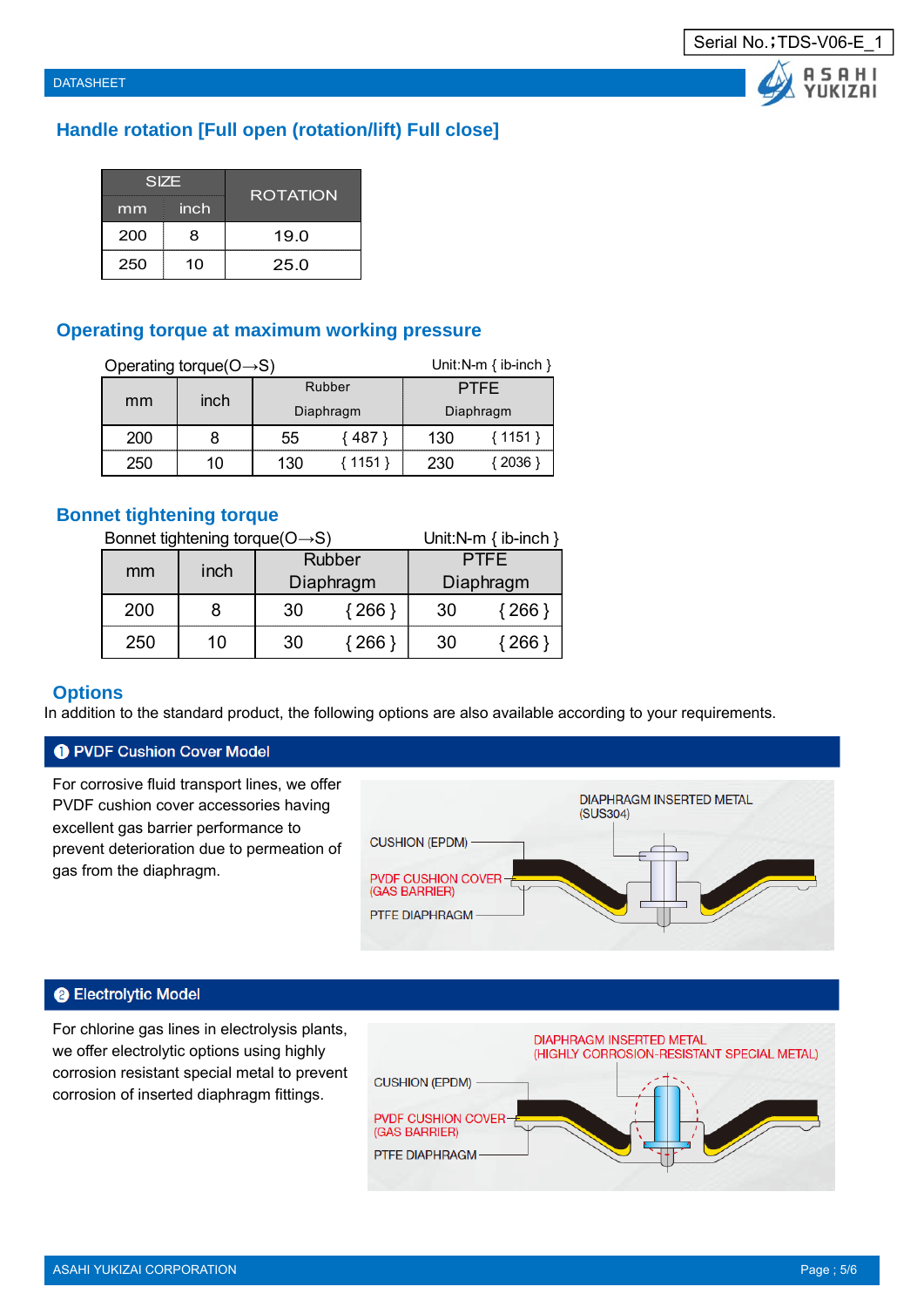Serial No.；TDS-V06-E_1

DATASHEET

## Handle rotation [Full open (rotation/lift) Full close]

| SIZE | | ROTATION |
|---|---|---|
| mm | inch | |
| 200 | 8 | 19.0 |
| 250 | 10 | 25.0 |

## Operating torque at maximum working pressure

Operating torque(O→S) Unit:N-m { ib-inch }

| mm | inch | Rubber Diaphragm | | PTFE Diaphragm | |
|---|---|---|---|---|---|
| 200 | 8 | 55 | { 487 } | 130 | { 1151 } |
| 250 | 10 | 130 | { 1151 } | 230 | { 2036 } |

## Bonnet tightening torque

Bonnet tightening torque(O→S) Unit:N-m { ib-inch }

| mm | inch | Rubber Diaphragm | | PTFE Diaphragm | |
|---|---|---|---|---|---|
| 200 | 8 | 30 | { 266 } | 30 | { 266 } |
| 250 | 10 | 30 | { 266 } | 30 | { 266 } |

## Options

In addition to the standard product, the following options are also available according to your requirements.

### ❶ PVDF Cushion Cover Model

For corrosive fluid transport lines, we offer PVDF cushion cover accessories having excellent gas barrier performance to prevent deterioration due to permeation of gas from the diaphragm.

DIAPHRAGM INSERTED METAL (SUS304)
CUSHION (EPDM)
PVDF CUSHION COVER (GAS BARRIER)
PTFE DIAPHRAGM

### ❷ Electrolytic Model

For chlorine gas lines in electrolysis plants, we offer electrolytic options using highly corrosion resistant special metal to prevent corrosion of inserted diaphragm fittings.

DIAPHRAGM INSERTED METAL (HIGHLY CORROSION-RESISTANT SPECIAL METAL)
CUSHION (EPDM)
PVDF CUSHION COVER (GAS BARRIER)
PTFE DIAPHRAGM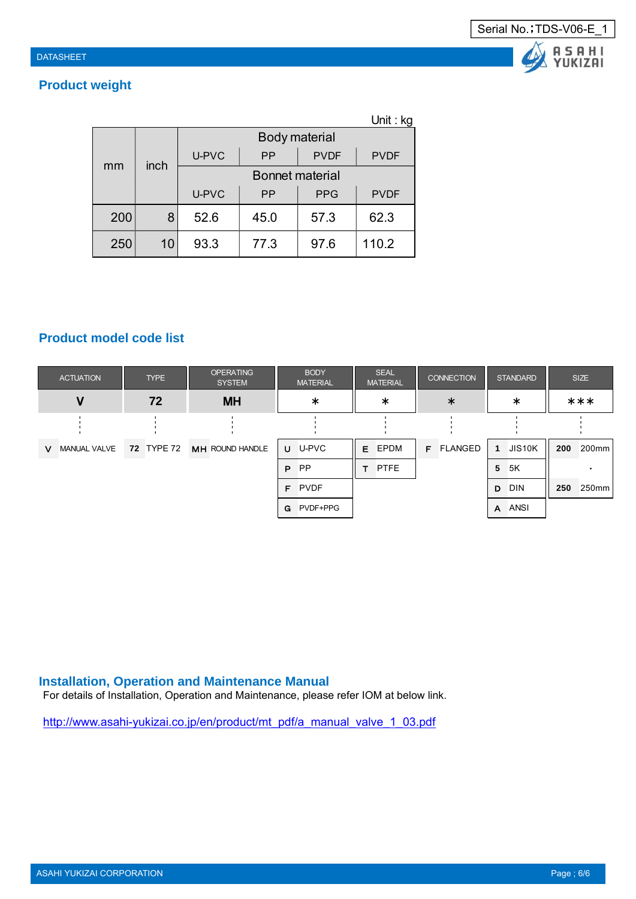Serial No.；TDS-V06-E_1

## Product weight

Unit : kg

| mm | inch | Body material | | | |
|---|---|---|---|---|---|
| | | U-PVC | PP | PVDF | PVDF |
| | | Bonnet material | | | |
| | | U-PVC | PP | PPG | PVDF |
| 200 | 8 | 52.6 | 45.0 | 57.3 | 62.3 |
| 250 | 10 | 93.3 | 77.3 | 97.6 | 110.2 |

## Product model code list

| ACTUATION | TYPE | OPERATING SYSTEM | BODY MATERIAL | SEAL MATERIAL | CONNECTION | STANDARD | SIZE |
|---|---|---|---|---|---|---|---|
| V | 72 | MH | ＊ | ＊ | ＊ | ＊ | ＊＊＊ |
| V MANUAL VALVE | 72 TYPE 72 | MH ROUND HANDLE | U U-PVC | E EPDM | F FLANGED | 1 JIS10K | 200 200mm |
| | | | P PP | T PTFE | | 5 5K | · |
| | | | F PVDF | | | D DIN | 250 250mm |
| | | | G PVDF+PPG | | | A ANSI | |

## Installation, Operation and Maintenance Manual

For details of Installation, Operation and Maintenance, please refer IOM at below link.

http://www.asahi-yukizai.co.jp/en/product/mt_pdf/a_manual_valve_1_03.pdf